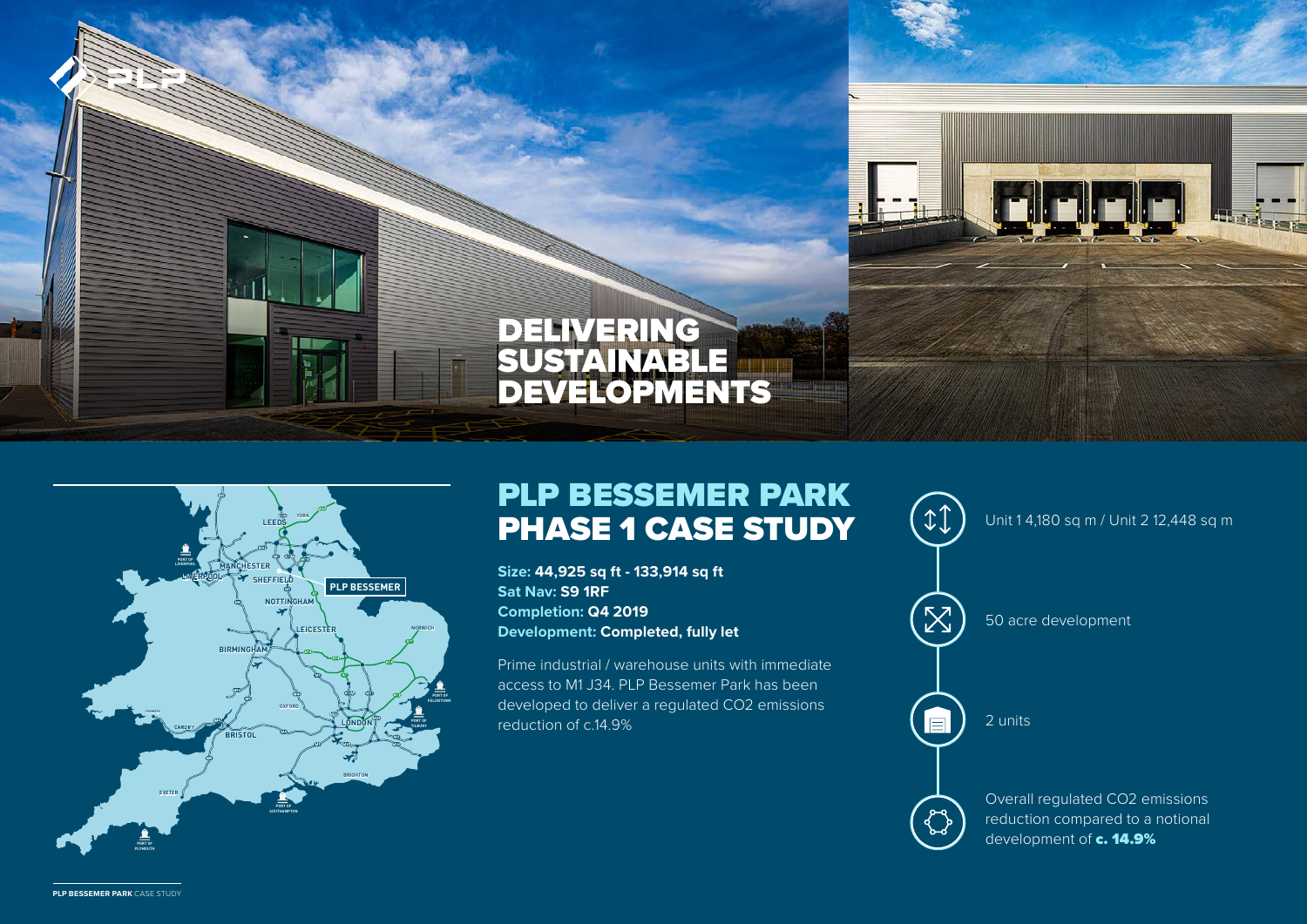# DELIVERING SUSTAINABLE DEVELOPMENTS

## PLP BESSEMER PARK PHASE 1 CASE STUDY

**Size: 44,925 sq ft - 133,914 sq ft**
**Sat Nav: S9 1RF**
**Completion: Q4 2019**
**Development: Completed, fully let**

Prime industrial / warehouse units with immediate access to M1 J34. PLP Bessemer Park has been developed to deliver a regulated $CO_2$ emissions reduction of c.14.9%

Unit 1 4,180 sq m / Unit 2 12,448 sq m

50 acre development

2 units

Overall regulated $CO_2$ emissions reduction compared to a notional development of **c. 14.9%**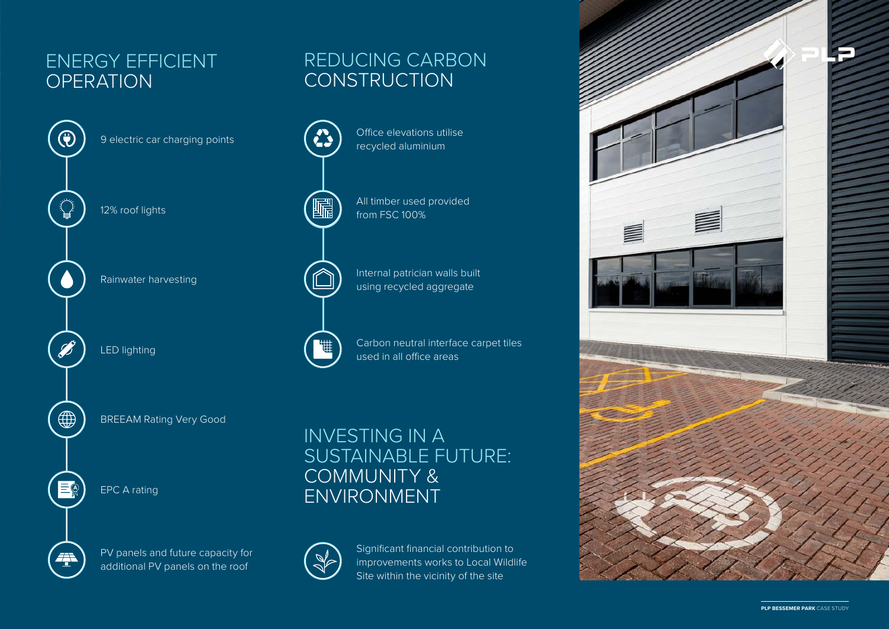## ENERGY EFFICIENT OPERATION

- 9 electric car charging points
- 12% roof lights
- Rainwater harvesting
- LED lighting
- BREEAM Rating Very Good
- EPC A rating
- PV panels and future capacity for additional PV panels on the roof

## REDUCING CARBON CONSTRUCTION

- Office elevations utilise recycled aluminium
- All timber used provided from FSC 100%
- Internal patrician walls built using recycled aggregate
- Carbon neutral interface carpet tiles used in all office areas

## INVESTING IN A SUSTAINABLE FUTURE: COMMUNITY & ENVIRONMENT

- Significant financial contribution to improvements works to Local Wildlife Site within the vicinity of the site